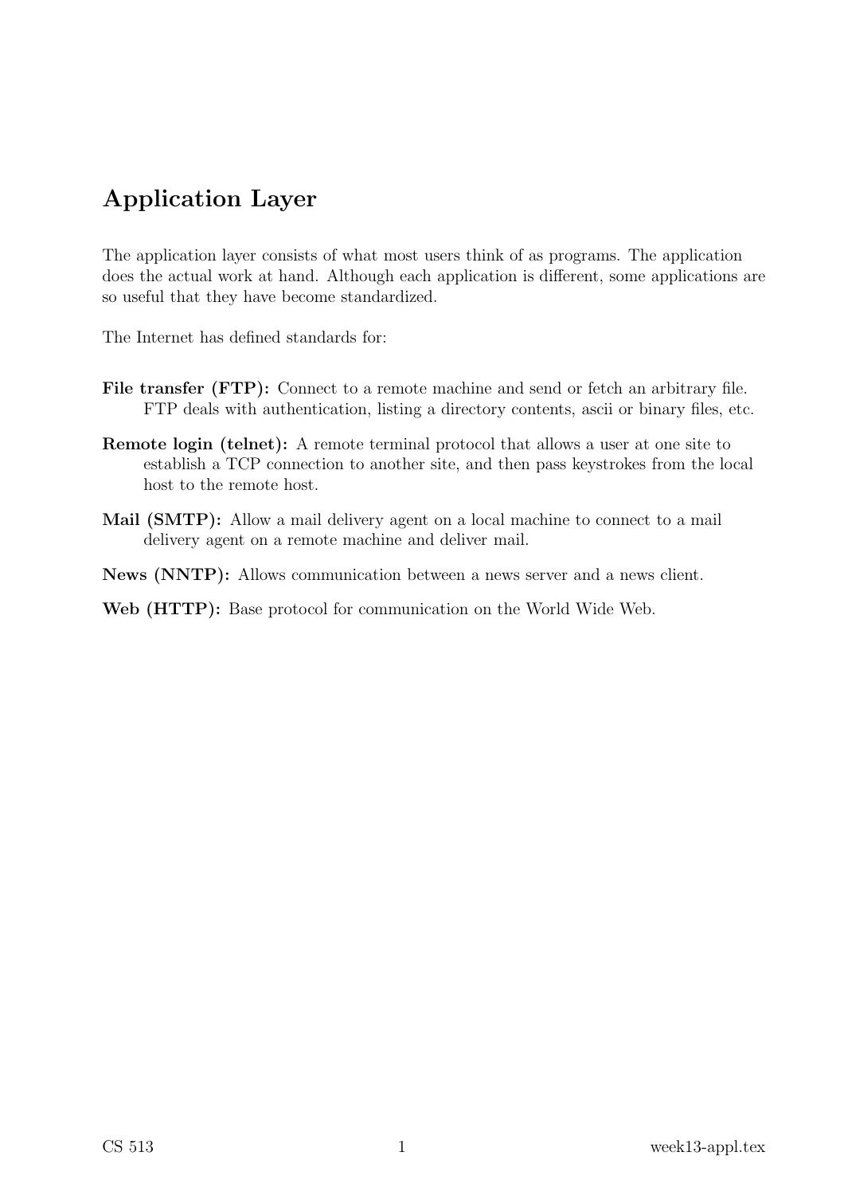# Application Layer

The application layer consists of what most users think of as programs. The application does the actual work at hand. Although each application is different, some applications are so useful that they have become standardized.

The Internet has defined standards for:

**File transfer (FTP):** Connect to a remote machine and send or fetch an arbitrary file. FTP deals with authentication, listing a directory contents, ascii or binary files, etc.

**Remote login (telnet):** A remote terminal protocol that allows a user at one site to establish a TCP connection to another site, and then pass keystrokes from the local host to the remote host.

**Mail (SMTP):** Allow a mail delivery agent on a local machine to connect to a mail delivery agent on a remote machine and deliver mail.

**News (NNTP):** Allows communication between a news server and a news client.

**Web (HTTP):** Base protocol for communication on the World Wide Web.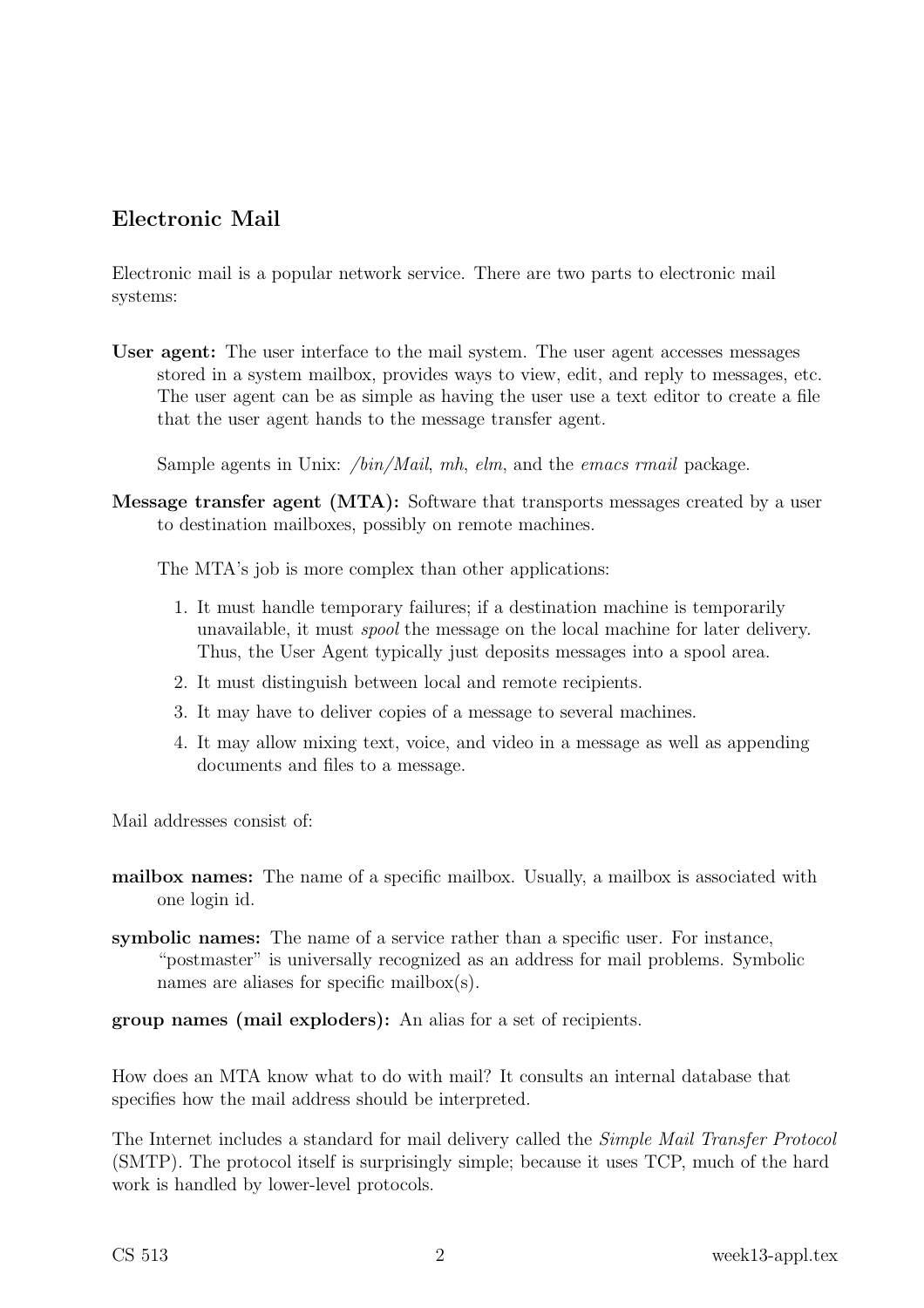## Electronic Mail

Electronic mail is a popular network service. There are two parts to electronic mail systems:

**User agent:** The user interface to the mail system. The user agent accesses messages stored in a system mailbox, provides ways to view, edit, and reply to messages, etc. The user agent can be as simple as having the user use a text editor to create a file that the user agent hands to the message transfer agent.

Sample agents in Unix: */bin/Mail*, *mh*, *elm*, and the *emacs rmail* package.

**Message transfer agent (MTA):** Software that transports messages created by a user to destination mailboxes, possibly on remote machines.

The MTA's job is more complex than other applications:

1. It must handle temporary failures; if a destination machine is temporarily unavailable, it must *spool* the message on the local machine for later delivery. Thus, the User Agent typically just deposits messages into a spool area.
2. It must distinguish between local and remote recipients.
3. It may have to deliver copies of a message to several machines.
4. It may allow mixing text, voice, and video in a message as well as appending documents and files to a message.

Mail addresses consist of:

**mailbox names:** The name of a specific mailbox. Usually, a mailbox is associated with one login id.

**symbolic names:** The name of a service rather than a specific user. For instance, "postmaster" is universally recognized as an address for mail problems. Symbolic names are aliases for specific mailbox(s).

**group names (mail exploders):** An alias for a set of recipients.

How does an MTA know what to do with mail? It consults an internal database that specifies how the mail address should be interpreted.

The Internet includes a standard for mail delivery called the *Simple Mail Transfer Protocol* (SMTP). The protocol itself is surprisingly simple; because it uses TCP, much of the hard work is handled by lower-level protocols.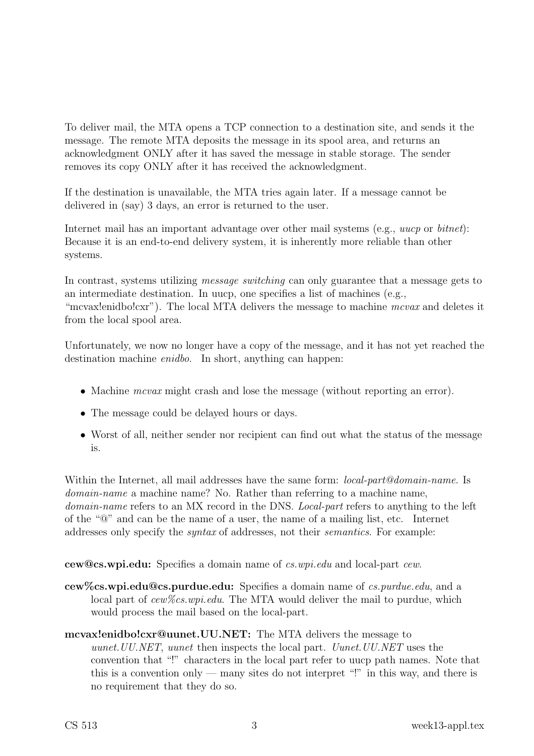To deliver mail, the MTA opens a TCP connection to a destination site, and sends it the message. The remote MTA deposits the message in its spool area, and returns an acknowledgment ONLY after it has saved the message in stable storage. The sender removes its copy ONLY after it has received the acknowledgment.

If the destination is unavailable, the MTA tries again later. If a message cannot be delivered in (say) 3 days, an error is returned to the user.

Internet mail has an important advantage over other mail systems (e.g., *uucp* or *bitnet*): Because it is an end-to-end delivery system, it is inherently more reliable than other systems.

In contrast, systems utilizing *message switching* can only guarantee that a message gets to an intermediate destination. In uucp, one specifies a list of machines (e.g., "mcvax!enidbo!cxr"). The local MTA delivers the message to machine *mcvax* and deletes it from the local spool area.

Unfortunately, we now no longer have a copy of the message, and it has not yet reached the destination machine *enidbo*. In short, anything can happen:

- Machine *mcvax* might crash and lose the message (without reporting an error).
- The message could be delayed hours or days.
- Worst of all, neither sender nor recipient can find out what the status of the message is.

Within the Internet, all mail addresses have the same form: *local-part@domain-name*. Is *domain-name* a machine name? No. Rather than referring to a machine name, *domain-name* refers to an MX record in the DNS. *Local-part* refers to anything to the left of the "@" and can be the name of a user, the name of a mailing list, etc. Internet addresses only specify the *syntax* of addresses, not their *semantics*. For example:

**cew@cs.wpi.edu:** Specifies a domain name of *cs.wpi.edu* and local-part *cew*.

**cew%cs.wpi.edu@cs.purdue.edu:** Specifies a domain name of *cs.purdue.edu*, and a local part of *cew%cs.wpi.edu*. The MTA would deliver the mail to purdue, which would process the mail based on the local-part.

**mcvax!enidbo!cxr@uunet.UU.NET:** The MTA delivers the message to *uunet.UU.NET*, *uunet* then inspects the local part. *Uunet.UU.NET* uses the convention that "!" characters in the local part refer to uucp path names. Note that this is a convention only — many sites do not interpret "!" in this way, and there is no requirement that they do so.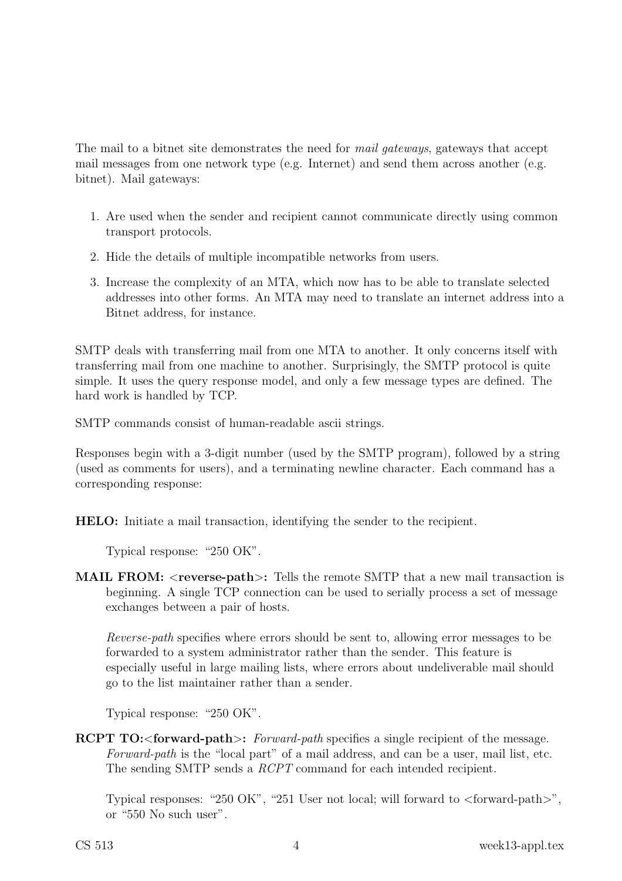The mail to a bitnet site demonstrates the need for *mail gateways*, gateways that accept mail messages from one network type (e.g. Internet) and send them across another (e.g. bitnet). Mail gateways:

1. Are used when the sender and recipient cannot communicate directly using common transport protocols.
2. Hide the details of multiple incompatible networks from users.
3. Increase the complexity of an MTA, which now has to be able to translate selected addresses into other forms. An MTA may need to translate an internet address into a Bitnet address, for instance.

SMTP deals with transferring mail from one MTA to another. It only concerns itself with transferring mail from one machine to another. Surprisingly, the SMTP protocol is quite simple. It uses the query response model, and only a few message types are defined. The hard work is handled by TCP.

SMTP commands consist of human-readable ascii strings.

Responses begin with a 3-digit number (used by the SMTP program), followed by a string (used as comments for users), and a terminating newline character. Each command has a corresponding response:

**HELO:** Initiate a mail transaction, identifying the sender to the recipient.

Typical response: "250 OK".

**MAIL FROM: <reverse-path>:** Tells the remote SMTP that a new mail transaction is beginning. A single TCP connection can be used to serially process a set of message exchanges between a pair of hosts.

*Reverse-path* specifies where errors should be sent to, allowing error messages to be forwarded to a system administrator rather than the sender. This feature is especially useful in large mailing lists, where errors about undeliverable mail should go to the list maintainer rather than a sender.

Typical response: "250 OK".

**RCPT TO:<forward-path>:** *Forward-path* specifies a single recipient of the message. *Forward-path* is the "local part" of a mail address, and can be a user, mail list, etc. The sending SMTP sends a *RCPT* command for each intended recipient.

Typical responses: "250 OK", "251 User not local; will forward to <forward-path>", or "550 No such user".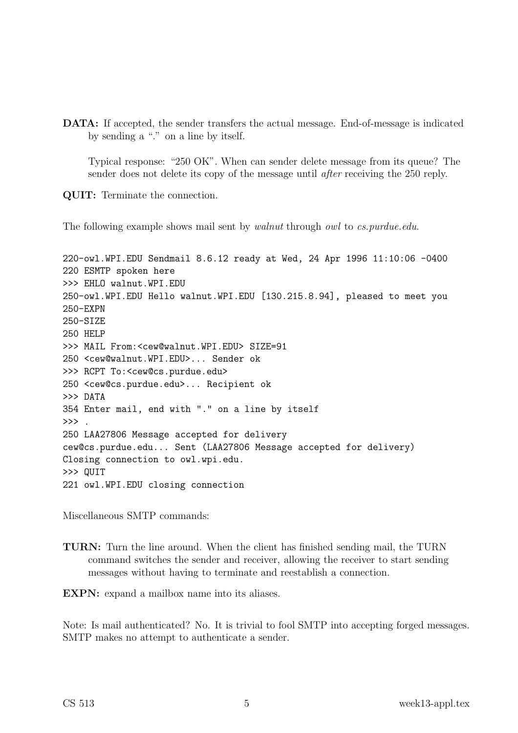**DATA:** If accepted, the sender transfers the actual message. End-of-message is indicated by sending a "." on a line by itself.

Typical response: "250 OK". When can sender delete message from its queue? The sender does not delete its copy of the message until *after* receiving the 250 reply.

**QUIT:** Terminate the connection.

The following example shows mail sent by *walnut* through *owl* to *cs.purdue.edu*.

```
220-owl.WPI.EDU Sendmail 8.6.12 ready at Wed, 24 Apr 1996 11:10:06 -0400
220 ESMTP spoken here
>>> EHLO walnut.WPI.EDU
250-owl.WPI.EDU Hello walnut.WPI.EDU [130.215.8.94], pleased to meet you
250-EXPN
250-SIZE
250 HELP
>>> MAIL From:<cew@walnut.WPI.EDU> SIZE=91
250 <cew@walnut.WPI.EDU>... Sender ok
>>> RCPT To:<cew@cs.purdue.edu>
250 <cew@cs.purdue.edu>... Recipient ok
>>> DATA
354 Enter mail, end with "." on a line by itself
>>> .
250 LAA27806 Message accepted for delivery
cew@cs.purdue.edu... Sent (LAA27806 Message accepted for delivery)
Closing connection to owl.wpi.edu.
>>> QUIT
221 owl.WPI.EDU closing connection
```

Miscellaneous SMTP commands:

**TURN:** Turn the line around. When the client has finished sending mail, the TURN command switches the sender and receiver, allowing the receiver to start sending messages without having to terminate and reestablish a connection.

**EXPN:** expand a mailbox name into its aliases.

Note: Is mail authenticated? No. It is trivial to fool SMTP into accepting forged messages. SMTP makes no attempt to authenticate a sender.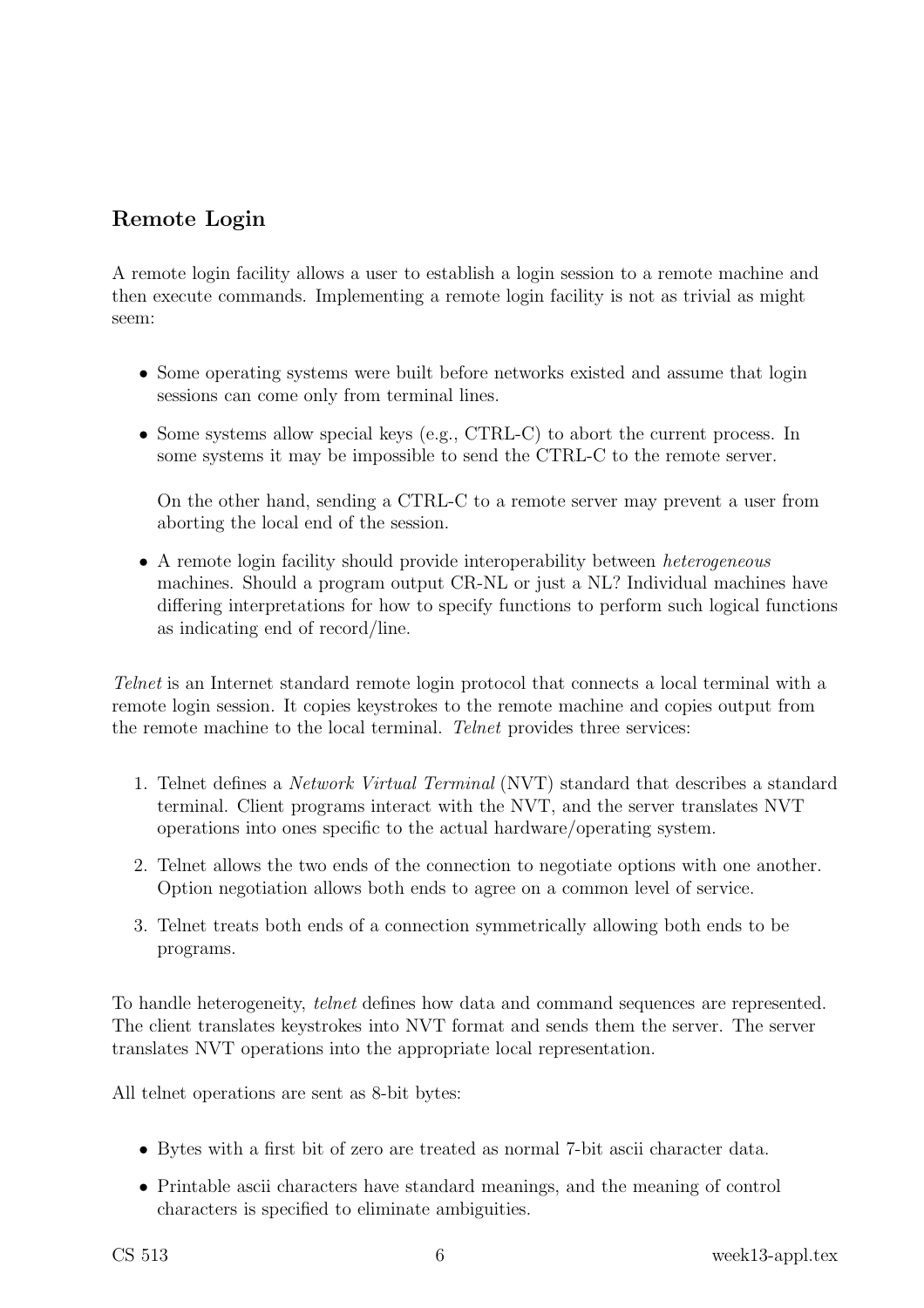## Remote Login

A remote login facility allows a user to establish a login session to a remote machine and then execute commands. Implementing a remote login facility is not as trivial as might seem:

- Some operating systems were built before networks existed and assume that login sessions can come only from terminal lines.
- Some systems allow special keys (e.g., CTRL-C) to abort the current process. In some systems it may be impossible to send the CTRL-C to the remote server.

  On the other hand, sending a CTRL-C to a remote server may prevent a user from aborting the local end of the session.
- A remote login facility should provide interoperability between *heterogeneous* machines. Should a program output CR-NL or just a NL? Individual machines have differing interpretations for how to specify functions to perform such logical functions as indicating end of record/line.

*Telnet* is an Internet standard remote login protocol that connects a local terminal with a remote login session. It copies keystrokes to the remote machine and copies output from the remote machine to the local terminal. *Telnet* provides three services:

1. Telnet defines a *Network Virtual Terminal* (NVT) standard that describes a standard terminal. Client programs interact with the NVT, and the server translates NVT operations into ones specific to the actual hardware/operating system.
2. Telnet allows the two ends of the connection to negotiate options with one another. Option negotiation allows both ends to agree on a common level of service.
3. Telnet treats both ends of a connection symmetrically allowing both ends to be programs.

To handle heterogeneity, *telnet* defines how data and command sequences are represented. The client translates keystrokes into NVT format and sends them the server. The server translates NVT operations into the appropriate local representation.

All telnet operations are sent as 8-bit bytes:

- Bytes with a first bit of zero are treated as normal 7-bit ascii character data.
- Printable ascii characters have standard meanings, and the meaning of control characters is specified to eliminate ambiguities.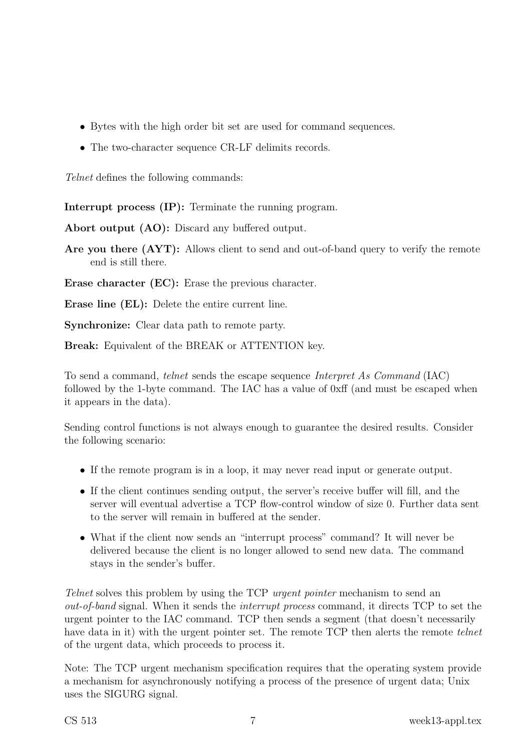- Bytes with the high order bit set are used for command sequences.
- The two-character sequence CR-LF delimits records.

*Telnet* defines the following commands:

**Interrupt process (IP):** Terminate the running program.

**Abort output (AO):** Discard any buffered output.

**Are you there (AYT):** Allows client to send and out-of-band query to verify the remote end is still there.

**Erase character (EC):** Erase the previous character.

**Erase line (EL):** Delete the entire current line.

**Synchronize:** Clear data path to remote party.

**Break:** Equivalent of the BREAK or ATTENTION key.

To send a command, *telnet* sends the escape sequence *Interpret As Command* (IAC) followed by the 1-byte command. The IAC has a value of 0xff (and must be escaped when it appears in the data).

Sending control functions is not always enough to guarantee the desired results. Consider the following scenario:

- If the remote program is in a loop, it may never read input or generate output.
- If the client continues sending output, the server's receive buffer will fill, and the server will eventual advertise a TCP flow-control window of size 0. Further data sent to the server will remain in buffered at the sender.
- What if the client now sends an "interrupt process" command? It will never be delivered because the client is no longer allowed to send new data. The command stays in the sender's buffer.

*Telnet* solves this problem by using the TCP *urgent pointer* mechanism to send an *out-of-band* signal. When it sends the *interrupt process* command, it directs TCP to set the urgent pointer to the IAC command. TCP then sends a segment (that doesn't necessarily have data in it) with the urgent pointer set. The remote TCP then alerts the remote *telnet* of the urgent data, which proceeds to process it.

Note: The TCP urgent mechanism specification requires that the operating system provide a mechanism for asynchronously notifying a process of the presence of urgent data; Unix uses the SIGURG signal.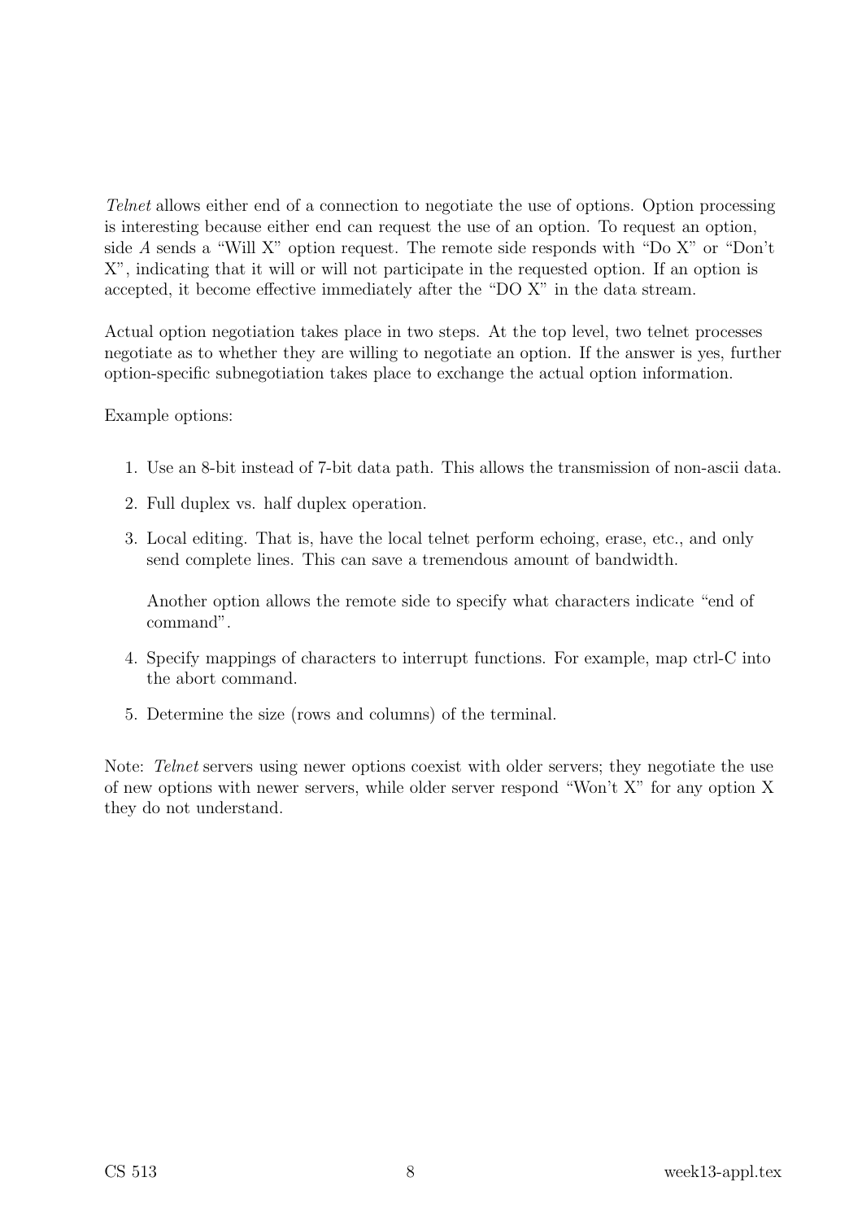*Telnet* allows either end of a connection to negotiate the use of options. Option processing is interesting because either end can request the use of an option. To request an option, side *A* sends a "Will X" option request. The remote side responds with "Do X" or "Don't X", indicating that it will or will not participate in the requested option. If an option is accepted, it become effective immediately after the "DO X" in the data stream.

Actual option negotiation takes place in two steps. At the top level, two telnet processes negotiate as to whether they are willing to negotiate an option. If the answer is yes, further option-specific subnegotiation takes place to exchange the actual option information.

Example options:

1. Use an 8-bit instead of 7-bit data path. This allows the transmission of non-ascii data.
2. Full duplex vs. half duplex operation.
3. Local editing. That is, have the local telnet perform echoing, erase, etc., and only send complete lines. This can save a tremendous amount of bandwidth.

   Another option allows the remote side to specify what characters indicate "end of command".
4. Specify mappings of characters to interrupt functions. For example, map ctrl-C into the abort command.
5. Determine the size (rows and columns) of the terminal.

Note: *Telnet* servers using newer options coexist with older servers; they negotiate the use of new options with newer servers, while older server respond "Won't X" for any option X they do not understand.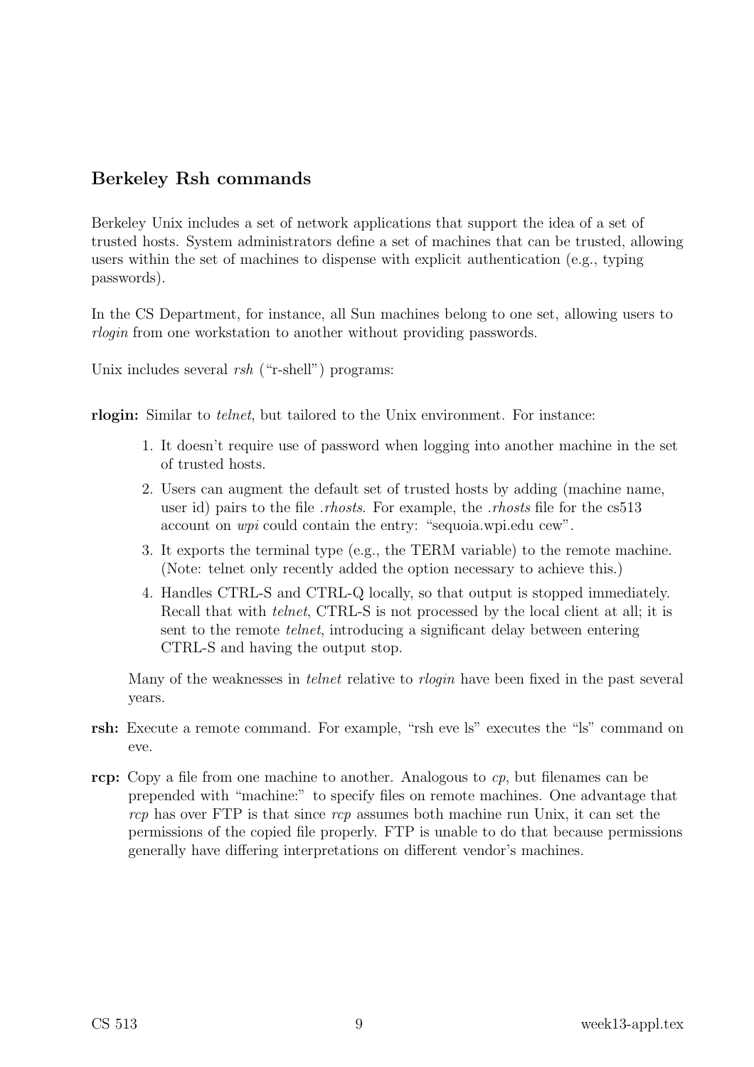## Berkeley Rsh commands

Berkeley Unix includes a set of network applications that support the idea of a set of trusted hosts. System administrators define a set of machines that can be trusted, allowing users within the set of machines to dispense with explicit authentication (e.g., typing passwords).

In the CS Department, for instance, all Sun machines belong to one set, allowing users to *rlogin* from one workstation to another without providing passwords.

Unix includes several *rsh* ("r-shell") programs:

**rlogin:** Similar to *telnet*, but tailored to the Unix environment. For instance:

1. It doesn't require use of password when logging into another machine in the set of trusted hosts.
2. Users can augment the default set of trusted hosts by adding (machine name, user id) pairs to the file *.rhosts*. For example, the *.rhosts* file for the cs513 account on *wpi* could contain the entry: "sequoia.wpi.edu cew".
3. It exports the terminal type (e.g., the TERM variable) to the remote machine. (Note: telnet only recently added the option necessary to achieve this.)
4. Handles CTRL-S and CTRL-Q locally, so that output is stopped immediately. Recall that with *telnet*, CTRL-S is not processed by the local client at all; it is sent to the remote *telnet*, introducing a significant delay between entering CTRL-S and having the output stop.

Many of the weaknesses in *telnet* relative to *rlogin* have been fixed in the past several years.

**rsh:** Execute a remote command. For example, "rsh eve ls" executes the "ls" command on eve.

**rcp:** Copy a file from one machine to another. Analogous to *cp*, but filenames can be prepended with "machine:" to specify files on remote machines. One advantage that *rcp* has over FTP is that since *rcp* assumes both machine run Unix, it can set the permissions of the copied file properly. FTP is unable to do that because permissions generally have differing interpretations on different vendor's machines.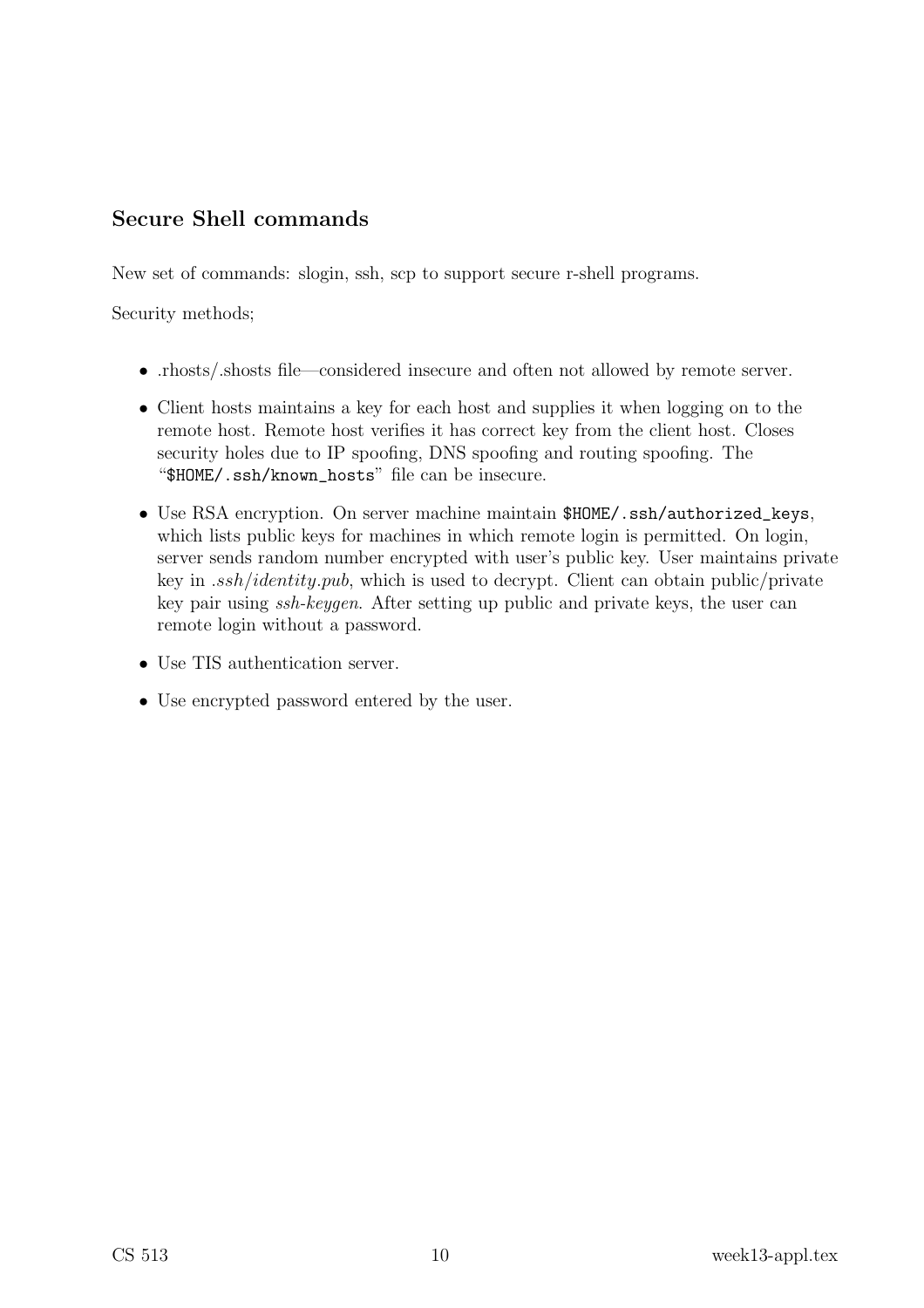## Secure Shell commands

New set of commands: slogin, ssh, scp to support secure r-shell programs.

Security methods;

- .rhosts/.shosts file—considered insecure and often not allowed by remote server.
- Client hosts maintains a key for each host and supplies it when logging on to the remote host. Remote host verifies it has correct key from the client host. Closes security holes due to IP spoofing, DNS spoofing and routing spoofing. The "`$HOME/.ssh/known_hosts`" file can be insecure.
- Use RSA encryption. On server machine maintain `$HOME/.ssh/authorized_keys`, which lists public keys for machines in which remote login is permitted. On login, server sends random number encrypted with user's public key. User maintains private key in *.ssh/identity.pub*, which is used to decrypt. Client can obtain public/private key pair using *ssh-keygen*. After setting up public and private keys, the user can remote login without a password.
- Use TIS authentication server.
- Use encrypted password entered by the user.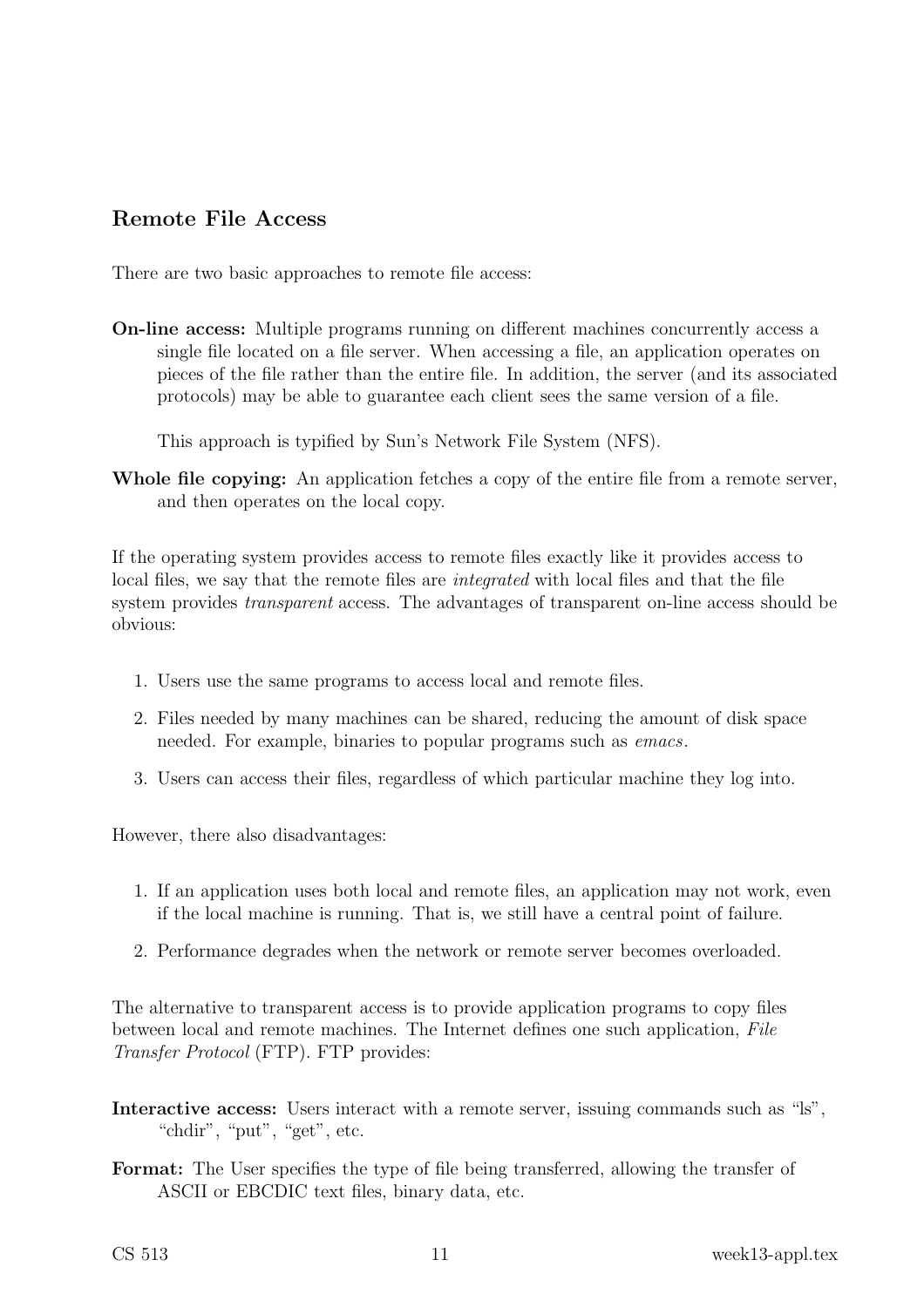## Remote File Access

There are two basic approaches to remote file access:

**On-line access:** Multiple programs running on different machines concurrently access a single file located on a file server. When accessing a file, an application operates on pieces of the file rather than the entire file. In addition, the server (and its associated protocols) may be able to guarantee each client sees the same version of a file.

This approach is typified by Sun's Network File System (NFS).

**Whole file copying:** An application fetches a copy of the entire file from a remote server, and then operates on the local copy.

If the operating system provides access to remote files exactly like it provides access to local files, we say that the remote files are *integrated* with local files and that the file system provides *transparent* access. The advantages of transparent on-line access should be obvious:

1. Users use the same programs to access local and remote files.
2. Files needed by many machines can be shared, reducing the amount of disk space needed. For example, binaries to popular programs such as *emacs*.
3. Users can access their files, regardless of which particular machine they log into.

However, there also disadvantages:

1. If an application uses both local and remote files, an application may not work, even if the local machine is running. That is, we still have a central point of failure.
2. Performance degrades when the network or remote server becomes overloaded.

The alternative to transparent access is to provide application programs to copy files between local and remote machines. The Internet defines one such application, *File Transfer Protocol* (FTP). FTP provides:

**Interactive access:** Users interact with a remote server, issuing commands such as "ls", "chdir", "put", "get", etc.

**Format:** The User specifies the type of file being transferred, allowing the transfer of ASCII or EBCDIC text files, binary data, etc.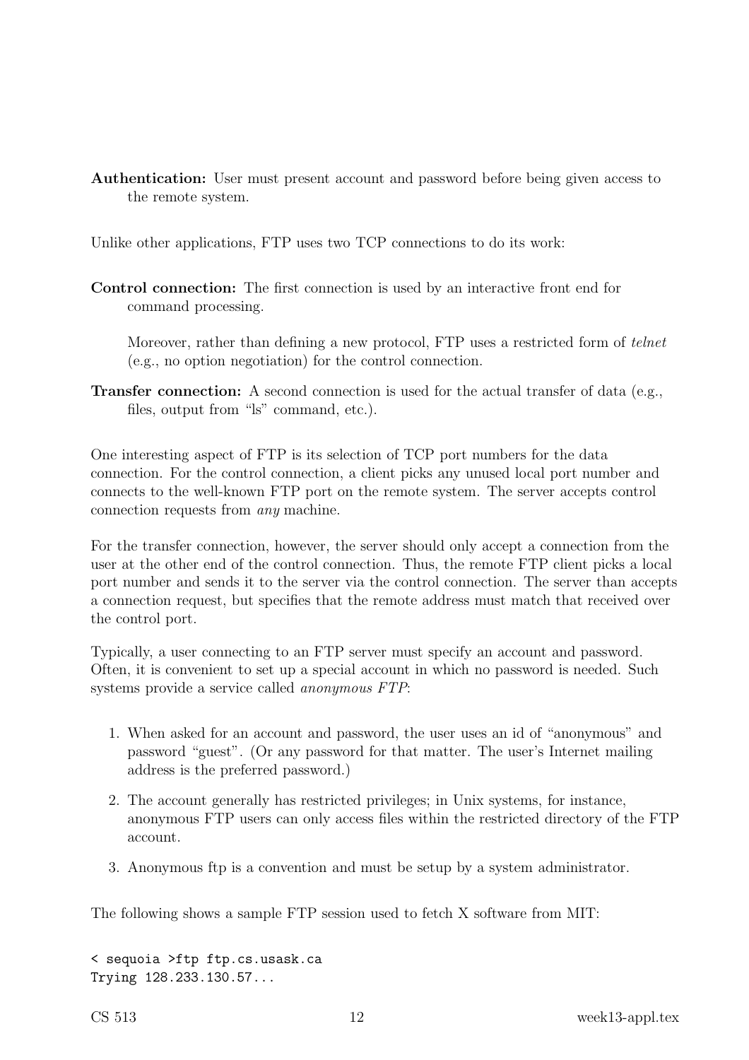**Authentication:** User must present account and password before being given access to the remote system.

Unlike other applications, FTP uses two TCP connections to do its work:

**Control connection:** The first connection is used by an interactive front end for command processing.

Moreover, rather than defining a new protocol, FTP uses a restricted form of *telnet* (e.g., no option negotiation) for the control connection.

**Transfer connection:** A second connection is used for the actual transfer of data (e.g., files, output from "ls" command, etc.).

One interesting aspect of FTP is its selection of TCP port numbers for the data connection. For the control connection, a client picks any unused local port number and connects to the well-known FTP port on the remote system. The server accepts control connection requests from *any* machine.

For the transfer connection, however, the server should only accept a connection from the user at the other end of the control connection. Thus, the remote FTP client picks a local port number and sends it to the server via the control connection. The server than accepts a connection request, but specifies that the remote address must match that received over the control port.

Typically, a user connecting to an FTP server must specify an account and password. Often, it is convenient to set up a special account in which no password is needed. Such systems provide a service called *anonymous FTP*:

1. When asked for an account and password, the user uses an id of "anonymous" and password "guest". (Or any password for that matter. The user's Internet mailing address is the preferred password.)
2. The account generally has restricted privileges; in Unix systems, for instance, anonymous FTP users can only access files within the restricted directory of the FTP account.
3. Anonymous ftp is a convention and must be setup by a system administrator.

The following shows a sample FTP session used to fetch X software from MIT:

```
< sequoia >ftp ftp.cs.usask.ca
Trying 128.233.130.57...
```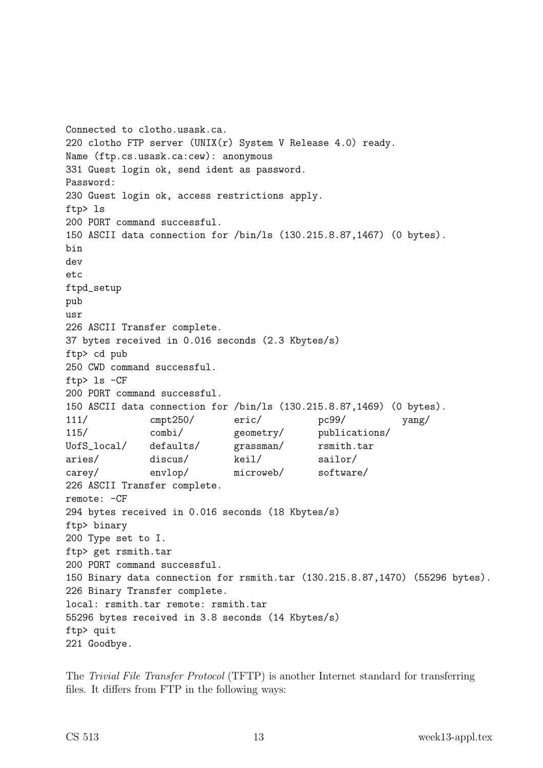```
Connected to clotho.usask.ca.
220 clotho FTP server (UNIX(r) System V Release 4.0) ready.
Name (ftp.cs.usask.ca:cew): anonymous
331 Guest login ok, send ident as password.
Password:
230 Guest login ok, access restrictions apply.
ftp> ls
200 PORT command successful.
150 ASCII data connection for /bin/ls (130.215.8.87,1467) (0 bytes).
bin
dev
etc
ftpd_setup
pub
usr
226 ASCII Transfer complete.
37 bytes received in 0.016 seconds (2.3 Kbytes/s)
ftp> cd pub
250 CWD command successful.
ftp> ls -CF
200 PORT command successful.
150 ASCII data connection for /bin/ls (130.215.8.87,1469) (0 bytes).
111/          cmpt250/      eric/         pc99/         yang/
115/          combi/        geometry/     publications/
UofS_local/   defaults/     grassman/     rsmith.tar
aries/        discus/       keil/         sailor/
carey/        envlop/       microweb/     software/
226 ASCII Transfer complete.
remote: -CF
294 bytes received in 0.016 seconds (18 Kbytes/s)
ftp> binary
200 Type set to I.
ftp> get rsmith.tar
200 PORT command successful.
150 Binary data connection for rsmith.tar (130.215.8.87,1470) (55296 bytes).
226 Binary Transfer complete.
local: rsmith.tar remote: rsmith.tar
55296 bytes received in 3.8 seconds (14 Kbytes/s)
ftp> quit
221 Goodbye.
```

The *Trivial File Transfer Protocol* (TFTP) is another Internet standard for transferring files. It differs from FTP in the following ways: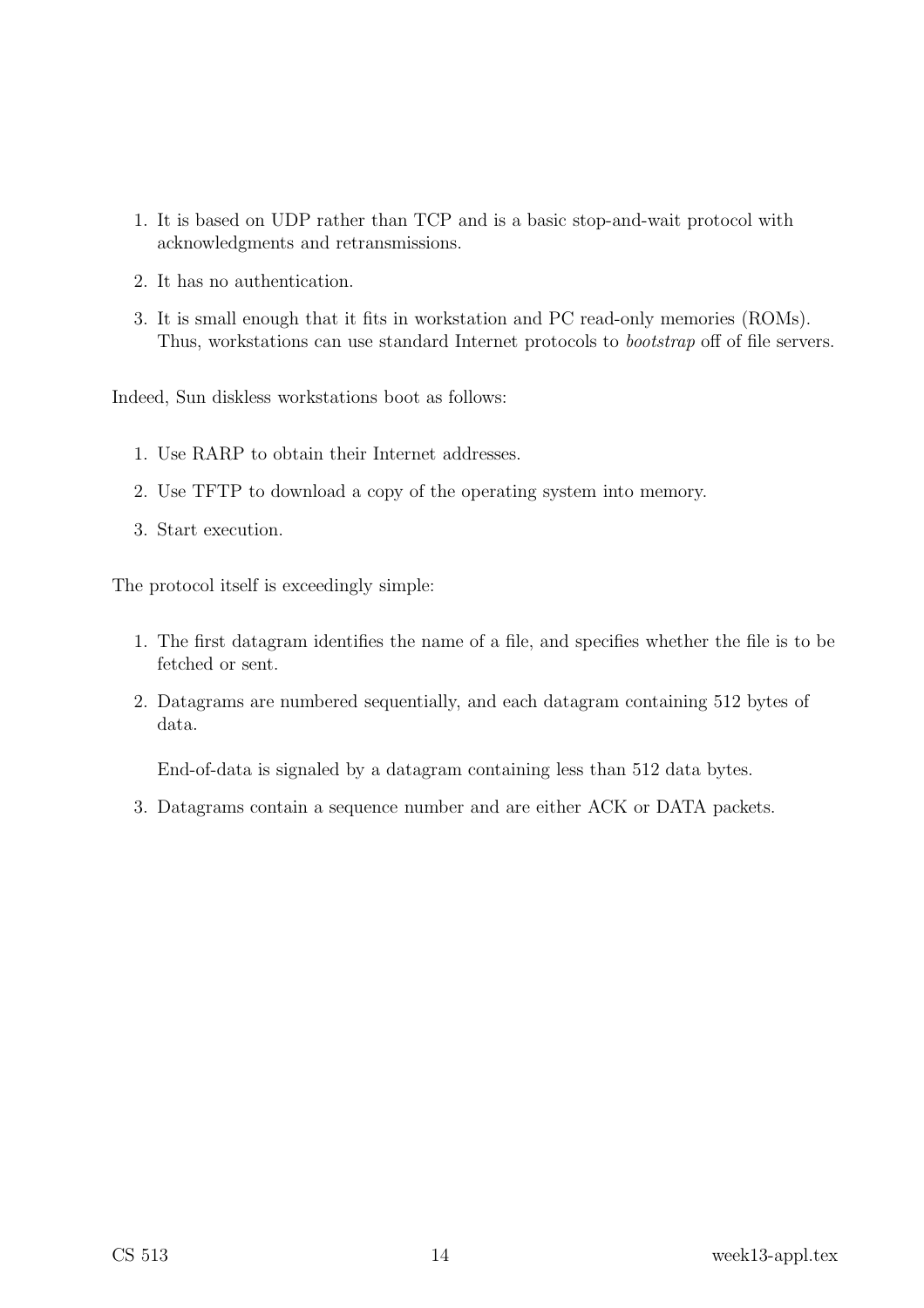1. It is based on UDP rather than TCP and is a basic stop-and-wait protocol with acknowledgments and retransmissions.
2. It has no authentication.
3. It is small enough that it fits in workstation and PC read-only memories (ROMs). Thus, workstations can use standard Internet protocols to *bootstrap* off of file servers.

Indeed, Sun diskless workstations boot as follows:

1. Use RARP to obtain their Internet addresses.
2. Use TFTP to download a copy of the operating system into memory.
3. Start execution.

The protocol itself is exceedingly simple:

1. The first datagram identifies the name of a file, and specifies whether the file is to be fetched or sent.
2. Datagrams are numbered sequentially, and each datagram containing 512 bytes of data.

   End-of-data is signaled by a datagram containing less than 512 data bytes.
3. Datagrams contain a sequence number and are either ACK or DATA packets.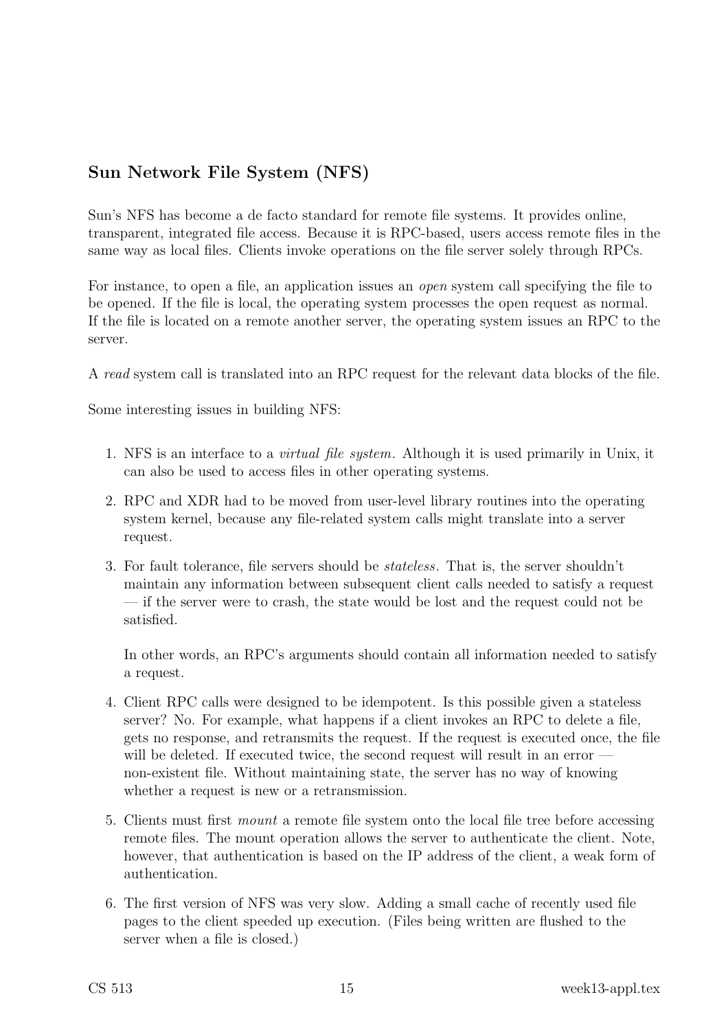## Sun Network File System (NFS)

Sun's NFS has become a de facto standard for remote file systems. It provides online, transparent, integrated file access. Because it is RPC-based, users access remote files in the same way as local files. Clients invoke operations on the file server solely through RPCs.

For instance, to open a file, an application issues an *open* system call specifying the file to be opened. If the file is local, the operating system processes the open request as normal. If the file is located on a remote another server, the operating system issues an RPC to the server.

A *read* system call is translated into an RPC request for the relevant data blocks of the file.

Some interesting issues in building NFS:

1. NFS is an interface to a *virtual file system*. Although it is used primarily in Unix, it can also be used to access files in other operating systems.
2. RPC and XDR had to be moved from user-level library routines into the operating system kernel, because any file-related system calls might translate into a server request.
3. For fault tolerance, file servers should be *stateless*. That is, the server shouldn't maintain any information between subsequent client calls needed to satisfy a request — if the server were to crash, the state would be lost and the request could not be satisfied.

   In other words, an RPC's arguments should contain all information needed to satisfy a request.
4. Client RPC calls were designed to be idempotent. Is this possible given a stateless server? No. For example, what happens if a client invokes an RPC to delete a file, gets no response, and retransmits the request. If the request is executed once, the file will be deleted. If executed twice, the second request will result in an error — non-existent file. Without maintaining state, the server has no way of knowing whether a request is new or a retransmission.
5. Clients must first *mount* a remote file system onto the local file tree before accessing remote files. The mount operation allows the server to authenticate the client. Note, however, that authentication is based on the IP address of the client, a weak form of authentication.
6. The first version of NFS was very slow. Adding a small cache of recently used file pages to the client speeded up execution. (Files being written are flushed to the server when a file is closed.)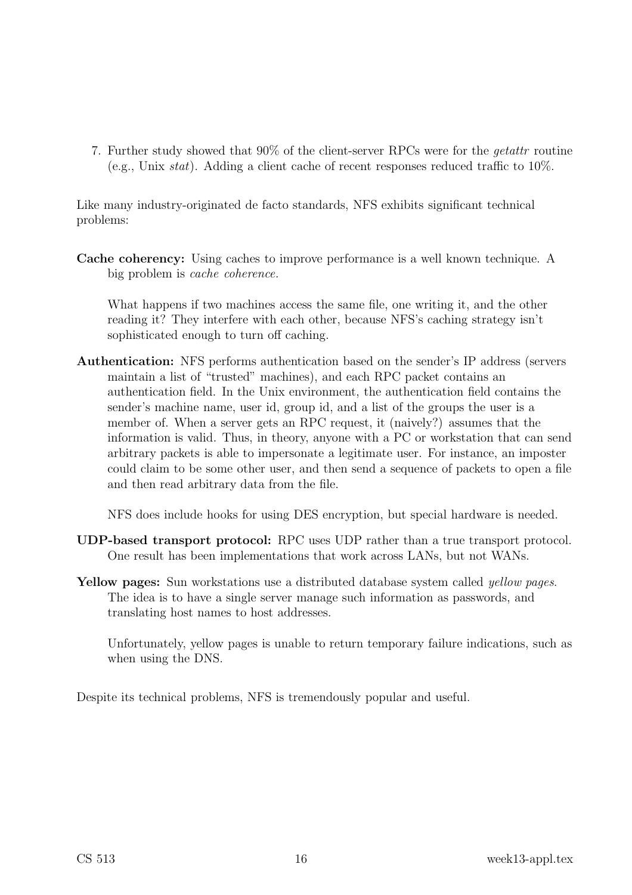7. Further study showed that 90% of the client-server RPCs were for the *getattr* routine (e.g., Unix *stat*). Adding a client cache of recent responses reduced traffic to 10%.

Like many industry-originated de facto standards, NFS exhibits significant technical problems:

**Cache coherency:** Using caches to improve performance is a well known technique. A big problem is *cache coherence.*

What happens if two machines access the same file, one writing it, and the other reading it? They interfere with each other, because NFS's caching strategy isn't sophisticated enough to turn off caching.

**Authentication:** NFS performs authentication based on the sender's IP address (servers maintain a list of "trusted" machines), and each RPC packet contains an authentication field. In the Unix environment, the authentication field contains the sender's machine name, user id, group id, and a list of the groups the user is a member of. When a server gets an RPC request, it (naively?) assumes that the information is valid. Thus, in theory, anyone with a PC or workstation that can send arbitrary packets is able to impersonate a legitimate user. For instance, an imposter could claim to be some other user, and then send a sequence of packets to open a file and then read arbitrary data from the file.

NFS does include hooks for using DES encryption, but special hardware is needed.

**UDP-based transport protocol:** RPC uses UDP rather than a true transport protocol. One result has been implementations that work across LANs, but not WANs.

**Yellow pages:** Sun workstations use a distributed database system called *yellow pages*. The idea is to have a single server manage such information as passwords, and translating host names to host addresses.

Unfortunately, yellow pages is unable to return temporary failure indications, such as when using the DNS.

Despite its technical problems, NFS is tremendously popular and useful.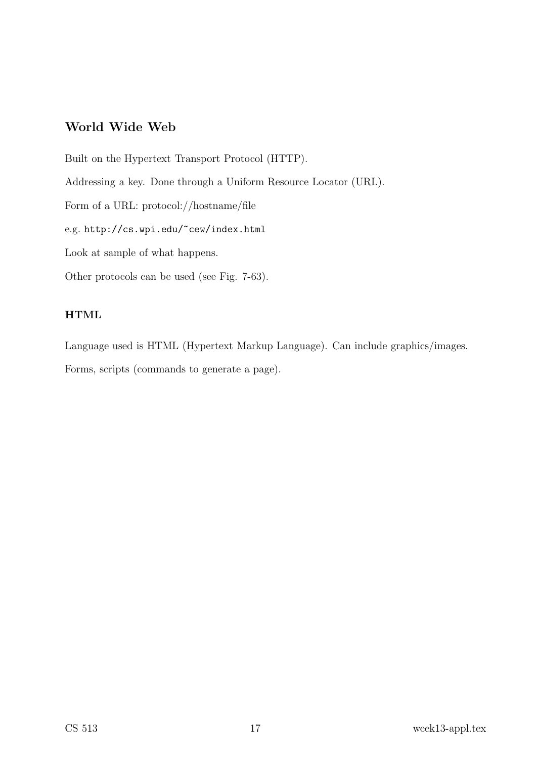## World Wide Web

Built on the Hypertext Transport Protocol (HTTP).

Addressing a key. Done through a Uniform Resource Locator (URL).

Form of a URL: protocol://hostname/file

e.g. `http://cs.wpi.edu/~cew/index.html`

Look at sample of what happens.

Other protocols can be used (see Fig. 7-63).

### HTML

Language used is HTML (Hypertext Markup Language). Can include graphics/images.

Forms, scripts (commands to generate a page).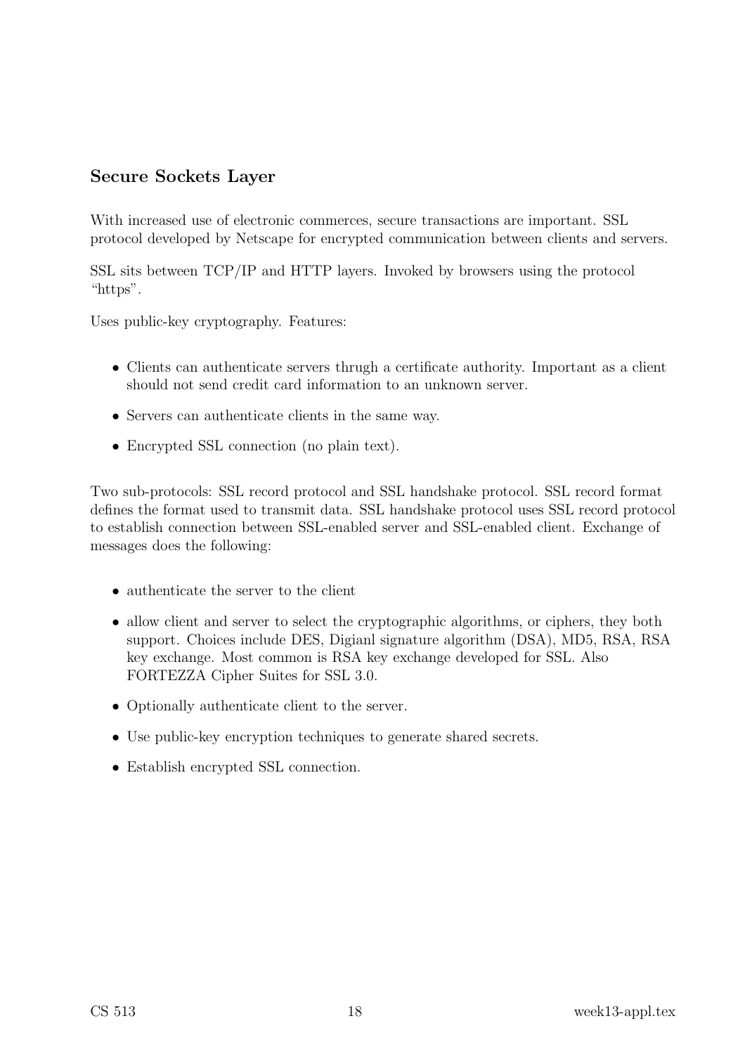## Secure Sockets Layer

With increased use of electronic commerces, secure transactions are important. SSL protocol developed by Netscape for encrypted communication between clients and servers.

SSL sits between TCP/IP and HTTP layers. Invoked by browsers using the protocol "https".

Uses public-key cryptography. Features:

- Clients can authenticate servers thrugh a certificate authority. Important as a client should not send credit card information to an unknown server.
- Servers can authenticate clients in the same way.
- Encrypted SSL connection (no plain text).

Two sub-protocols: SSL record protocol and SSL handshake protocol. SSL record format defines the format used to transmit data. SSL handshake protocol uses SSL record protocol to establish connection between SSL-enabled server and SSL-enabled client. Exchange of messages does the following:

- authenticate the server to the client
- allow client and server to select the cryptographic algorithms, or ciphers, they both support. Choices include DES, Digianl signature algorithm (DSA), MD5, RSA, RSA key exchange. Most common is RSA key exchange developed for SSL. Also FORTEZZA Cipher Suites for SSL 3.0.
- Optionally authenticate client to the server.
- Use public-key encryption techniques to generate shared secrets.
- Establish encrypted SSL connection.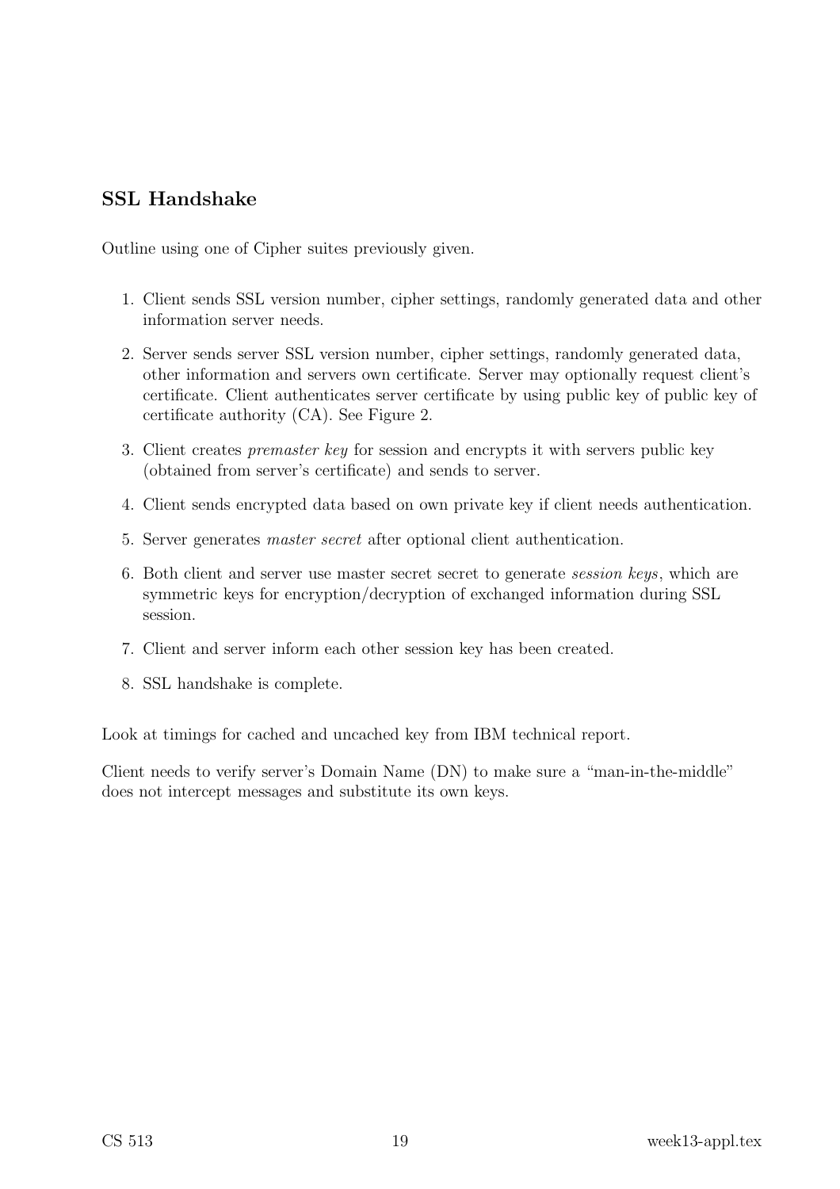## SSL Handshake

Outline using one of Cipher suites previously given.

1. Client sends SSL version number, cipher settings, randomly generated data and other information server needs.
2. Server sends server SSL version number, cipher settings, randomly generated data, other information and servers own certificate. Server may optionally request client's certificate. Client authenticates server certificate by using public key of public key of certificate authority (CA). See Figure 2.
3. Client creates *premaster key* for session and encrypts it with servers public key (obtained from server's certificate) and sends to server.
4. Client sends encrypted data based on own private key if client needs authentication.
5. Server generates *master secret* after optional client authentication.
6. Both client and server use master secret secret to generate *session keys*, which are symmetric keys for encryption/decryption of exchanged information during SSL session.
7. Client and server inform each other session key has been created.
8. SSL handshake is complete.

Look at timings for cached and uncached key from IBM technical report.

Client needs to verify server's Domain Name (DN) to make sure a "man-in-the-middle" does not intercept messages and substitute its own keys.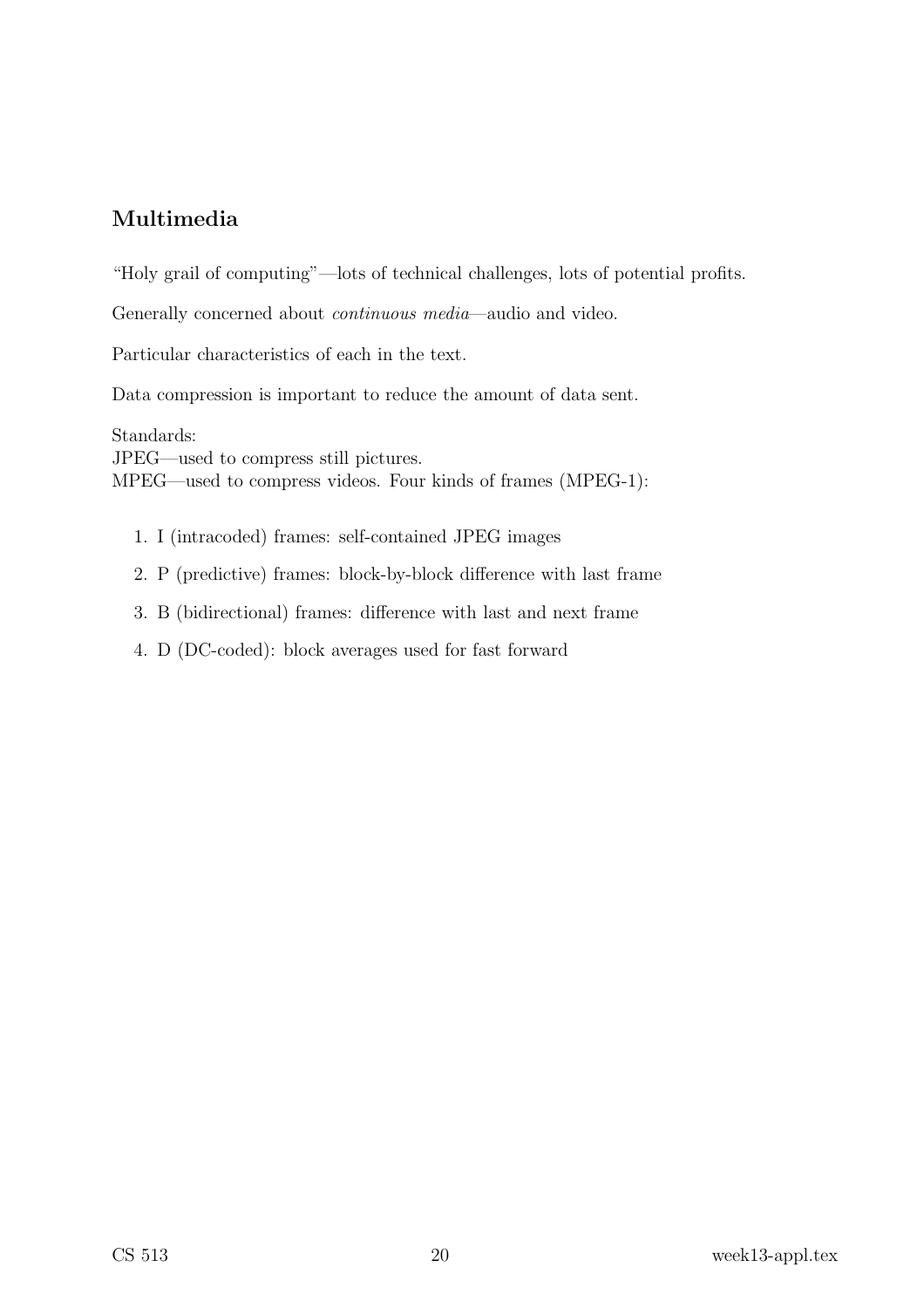## Multimedia

"Holy grail of computing"—lots of technical challenges, lots of potential profits.

Generally concerned about *continuous media*—audio and video.

Particular characteristics of each in the text.

Data compression is important to reduce the amount of data sent.

Standards:
JPEG—used to compress still pictures.
MPEG—used to compress videos. Four kinds of frames (MPEG-1):

1. I (intracoded) frames: self-contained JPEG images
2. P (predictive) frames: block-by-block difference with last frame
3. B (bidirectional) frames: difference with last and next frame
4. D (DC-coded): block averages used for fast forward